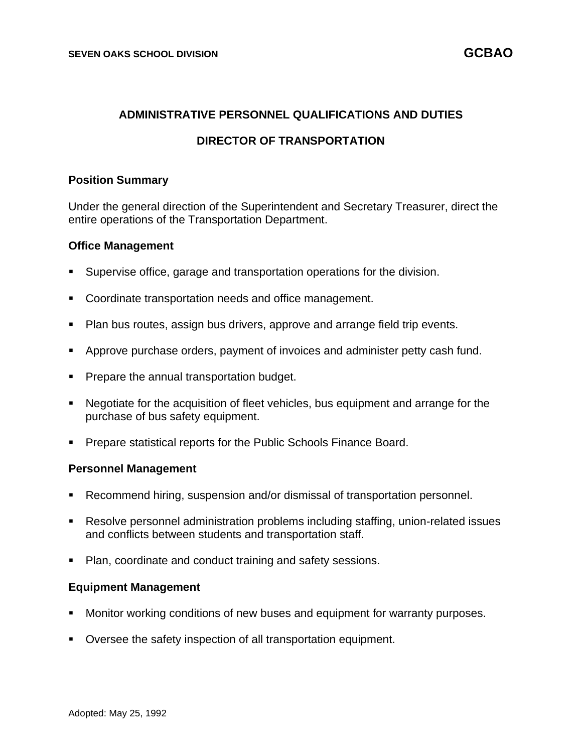# ADMINISTRATIVE PERSONNEL QUALIFICATIONS AND DUTIES

## DIRECTOR OF TRANSPORTATION

### Position Summary

Under the general direction of the Superintendent and Secretary Treasurer, direct the entire operations of the Transportation Department.

### Office Management

- Supervise office, garage and transportation operations for the division.
- Coordinate transportation needs and office management.
- Plan bus routes, assign bus drivers, approve and arrange field trip events.
- Approve purchase orders, payment of invoices and administer petty cash fund.
- Prepare the annual transportation budget.
- Negotiate for the acquisition of fleet vehicles, bus equipment and arrange for the purchase of bus safety equipment.
- Prepare statistical reports for the Public Schools Finance Board.

### Personnel Management

- Recommend hiring, suspension and/or dismissal of transportation personnel.
- Resolve personnel administration problems including staffing, union-related issues and conflicts between students and transportation staff.
- Plan, coordinate and conduct training and safety sessions.

### Equipment Management

- Monitor working conditions of new buses and equipment for warranty purposes.
- Oversee the safety inspection of all transportation equipment.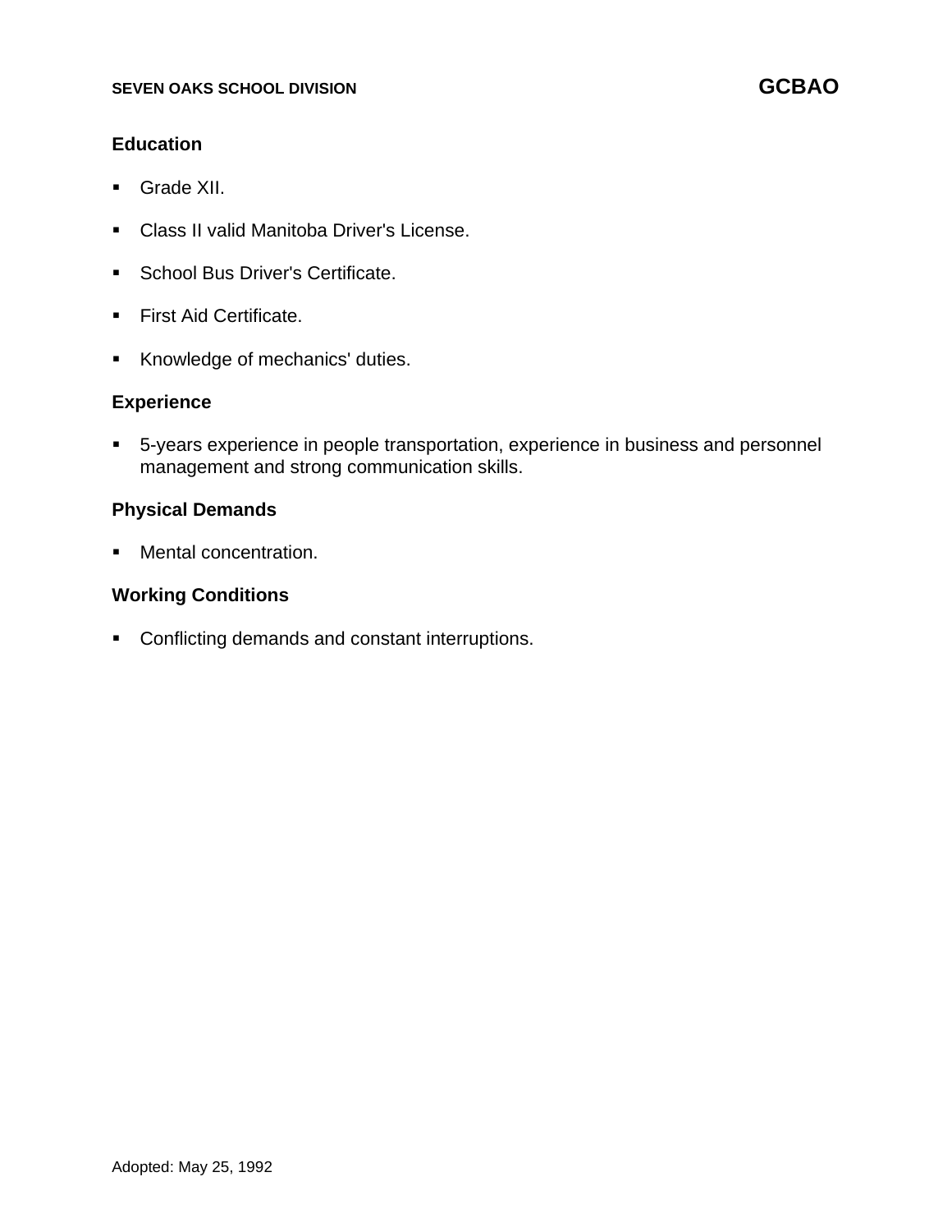**Education**

- Grade XII.
- Class II valid Manitoba Driver's License.
- School Bus Driver's Certificate.
- First Aid Certificate.
- Knowledge of mechanics' duties.

**Experience**

- 5-years experience in people transportation, experience in business and personnel management and strong communication skills.

**Physical Demands**

- Mental concentration.

**Working Conditions**

- Conflicting demands and constant interruptions.

Adopted: May 25, 1992